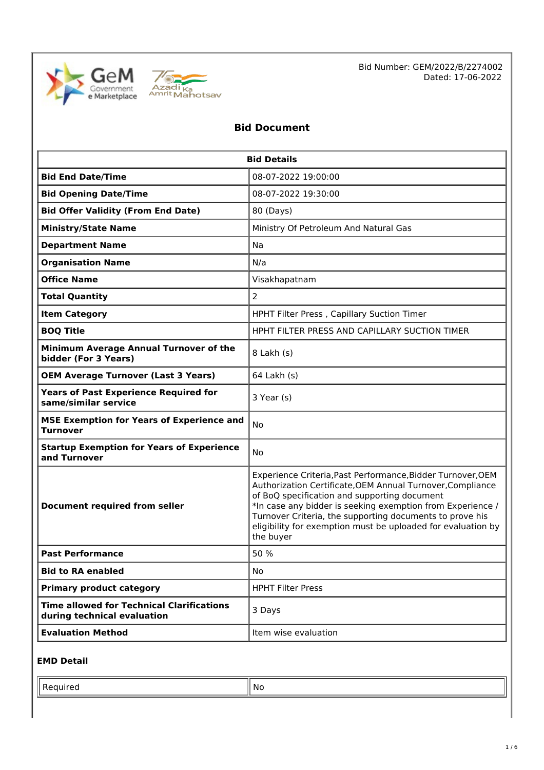Bid Number: GEM/2022/B/2274002
Dated: 17-06-2022

# Bid Document

| Bid Details | |
|---|---|
| **Bid End Date/Time** | 08-07-2022 19:00:00 |
| **Bid Opening Date/Time** | 08-07-2022 19:30:00 |
| **Bid Offer Validity (From End Date)** | 80 (Days) |
| **Ministry/State Name** | Ministry Of Petroleum And Natural Gas |
| **Department Name** | Na |
| **Organisation Name** | N/a |
| **Office Name** | Visakhapatnam |
| **Total Quantity** | 2 |
| **Item Category** | HPHT Filter Press , Capillary Suction Timer |
| **BOQ Title** | HPHT FILTER PRESS AND CAPILLARY SUCTION TIMER |
| **Minimum Average Annual Turnover of the bidder (For 3 Years)** | 8 Lakh (s) |
| **OEM Average Turnover (Last 3 Years)** | 64 Lakh (s) |
| **Years of Past Experience Required for same/similar service** | 3 Year (s) |
| **MSE Exemption for Years of Experience and Turnover** | No |
| **Startup Exemption for Years of Experience and Turnover** | No |
| **Document required from seller** | Experience Criteria,Past Performance,Bidder Turnover,OEM Authorization Certificate,OEM Annual Turnover,Compliance of BoQ specification and supporting document<br>*In case any bidder is seeking exemption from Experience / Turnover Criteria, the supporting documents to prove his eligibility for exemption must be uploaded for evaluation by the buyer |
| **Past Performance** | 50 % |
| **Bid to RA enabled** | No |
| **Primary product category** | HPHT Filter Press |
| **Time allowed for Technical Clarifications during technical evaluation** | 3 Days |
| **Evaluation Method** | Item wise evaluation |

**EMD Detail**

| | |
|---|---|
| Required | No |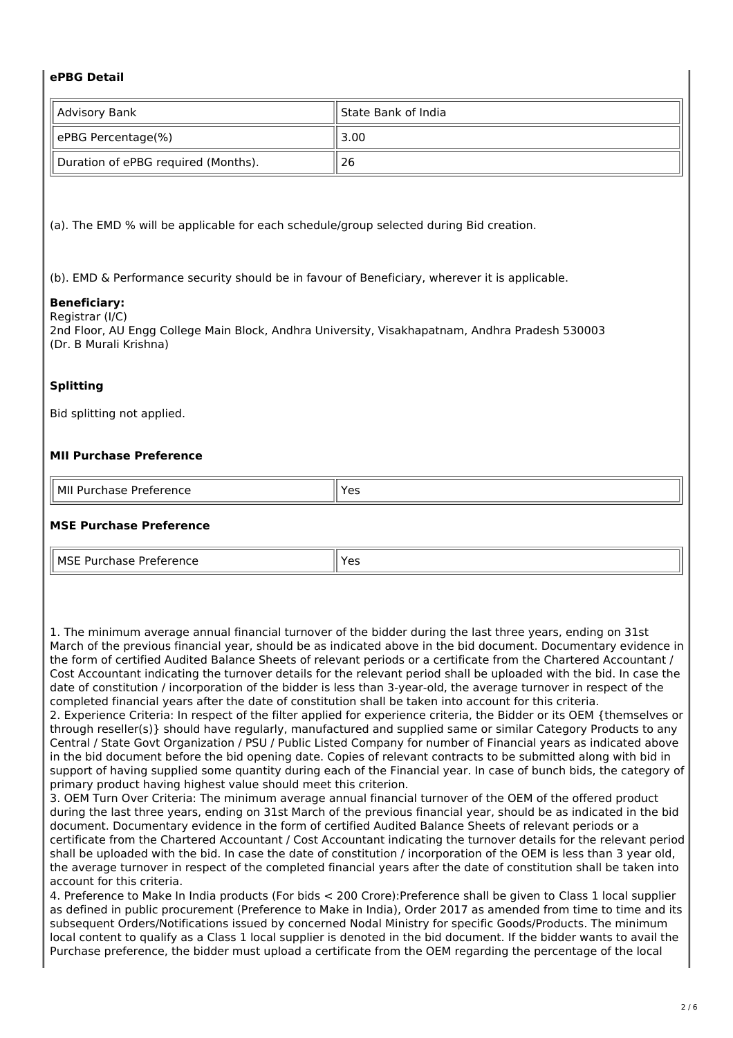### ePBG Detail

| Advisory Bank | State Bank of India |
|---|---|
| ePBG Percentage(%) | 3.00 |
| Duration of ePBG required (Months). | 26 |

(a). The EMD % will be applicable for each schedule/group selected during Bid creation.

(b). EMD & Performance security should be in favour of Beneficiary, wherever it is applicable.

**Beneficiary:**
Registrar (I/C)
2nd Floor, AU Engg College Main Block, Andhra University, Visakhapatnam, Andhra Pradesh 530003
(Dr. B Murali Krishna)

### Splitting

Bid splitting not applied.

### MII Purchase Preference

| MII Purchase Preference | Yes |
|---|---|

### MSE Purchase Preference

| MSE Purchase Preference | Yes |
|---|---|

1. The minimum average annual financial turnover of the bidder during the last three years, ending on 31st March of the previous financial year, should be as indicated above in the bid document. Documentary evidence in the form of certified Audited Balance Sheets of relevant periods or a certificate from the Chartered Accountant / Cost Accountant indicating the turnover details for the relevant period shall be uploaded with the bid. In case the date of constitution / incorporation of the bidder is less than 3-year-old, the average turnover in respect of the completed financial years after the date of constitution shall be taken into account for this criteria.
2. Experience Criteria: In respect of the filter applied for experience criteria, the Bidder or its OEM {themselves or through reseller(s)} should have regularly, manufactured and supplied same or similar Category Products to any Central / State Govt Organization / PSU / Public Listed Company for number of Financial years as indicated above in the bid document before the bid opening date. Copies of relevant contracts to be submitted along with bid in support of having supplied some quantity during each of the Financial year. In case of bunch bids, the category of primary product having highest value should meet this criterion.
3. OEM Turn Over Criteria: The minimum average annual financial turnover of the OEM of the offered product during the last three years, ending on 31st March of the previous financial year, should be as indicated in the bid document. Documentary evidence in the form of certified Audited Balance Sheets of relevant periods or a certificate from the Chartered Accountant / Cost Accountant indicating the turnover details for the relevant period shall be uploaded with the bid. In case the date of constitution / incorporation of the OEM is less than 3 year old, the average turnover in respect of the completed financial years after the date of constitution shall be taken into account for this criteria.
4. Preference to Make In India products (For bids < 200 Crore):Preference shall be given to Class 1 local supplier as defined in public procurement (Preference to Make in India), Order 2017 as amended from time to time and its subsequent Orders/Notifications issued by concerned Nodal Ministry for specific Goods/Products. The minimum local content to qualify as a Class 1 local supplier is denoted in the bid document. If the bidder wants to avail the Purchase preference, the bidder must upload a certificate from the OEM regarding the percentage of the local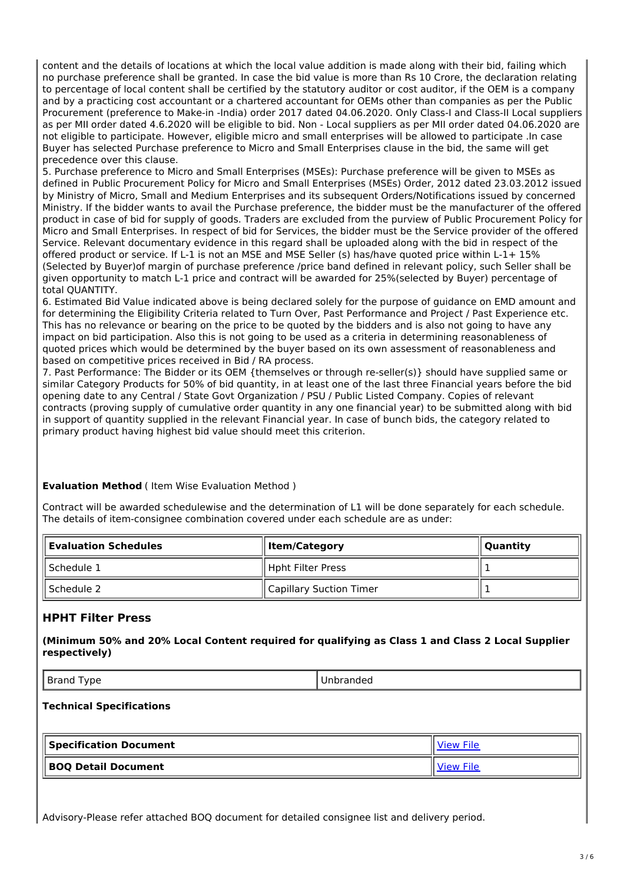content and the details of locations at which the local value addition is made along with their bid, failing which no purchase preference shall be granted. In case the bid value is more than Rs 10 Crore, the declaration relating to percentage of local content shall be certified by the statutory auditor or cost auditor, if the OEM is a company and by a practicing cost accountant or a chartered accountant for OEMs other than companies as per the Public Procurement (preference to Make-in -India) order 2017 dated 04.06.2020. Only Class-I and Class-II Local suppliers as per MII order dated 4.6.2020 will be eligible to bid. Non - Local suppliers as per MII order dated 04.06.2020 are not eligible to participate. However, eligible micro and small enterprises will be allowed to participate .In case Buyer has selected Purchase preference to Micro and Small Enterprises clause in the bid, the same will get precedence over this clause.

5. Purchase preference to Micro and Small Enterprises (MSEs): Purchase preference will be given to MSEs as defined in Public Procurement Policy for Micro and Small Enterprises (MSEs) Order, 2012 dated 23.03.2012 issued by Ministry of Micro, Small and Medium Enterprises and its subsequent Orders/Notifications issued by concerned Ministry. If the bidder wants to avail the Purchase preference, the bidder must be the manufacturer of the offered product in case of bid for supply of goods. Traders are excluded from the purview of Public Procurement Policy for Micro and Small Enterprises. In respect of bid for Services, the bidder must be the Service provider of the offered Service. Relevant documentary evidence in this regard shall be uploaded along with the bid in respect of the offered product or service. If L-1 is not an MSE and MSE Seller (s) has/have quoted price within L-1+ 15% (Selected by Buyer)of margin of purchase preference /price band defined in relevant policy, such Seller shall be given opportunity to match L-1 price and contract will be awarded for 25%(selected by Buyer) percentage of total QUANTITY.

6. Estimated Bid Value indicated above is being declared solely for the purpose of guidance on EMD amount and for determining the Eligibility Criteria related to Turn Over, Past Performance and Project / Past Experience etc. This has no relevance or bearing on the price to be quoted by the bidders and is also not going to have any impact on bid participation. Also this is not going to be used as a criteria in determining reasonableness of quoted prices which would be determined by the buyer based on its own assessment of reasonableness and based on competitive prices received in Bid / RA process.

7. Past Performance: The Bidder or its OEM {themselves or through re-seller(s)} should have supplied same or similar Category Products for 50% of bid quantity, in at least one of the last three Financial years before the bid opening date to any Central / State Govt Organization / PSU / Public Listed Company. Copies of relevant contracts (proving supply of cumulative order quantity in any one financial year) to be submitted along with bid in support of quantity supplied in the relevant Financial year. In case of bunch bids, the category related to primary product having highest bid value should meet this criterion.

**Evaluation Method** ( Item Wise Evaluation Method )

Contract will be awarded schedulewise and the determination of L1 will be done separately for each schedule. The details of item-consignee combination covered under each schedule are as under:

| Evaluation Schedules | Item/Category | Quantity |
|---|---|---|
| Schedule 1 | Hpht Filter Press | 1 |
| Schedule 2 | Capillary Suction Timer | 1 |

## HPHT Filter Press

**(Minimum 50% and 20% Local Content required for qualifying as Class 1 and Class 2 Local Supplier respectively)**

| Brand Type | Unbranded |
|---|---|

### Technical Specifications

| Specification Document | View File |
|---|---|
| **BOQ Detail Document** | View File |

Advisory-Please refer attached BOQ document for detailed consignee list and delivery period.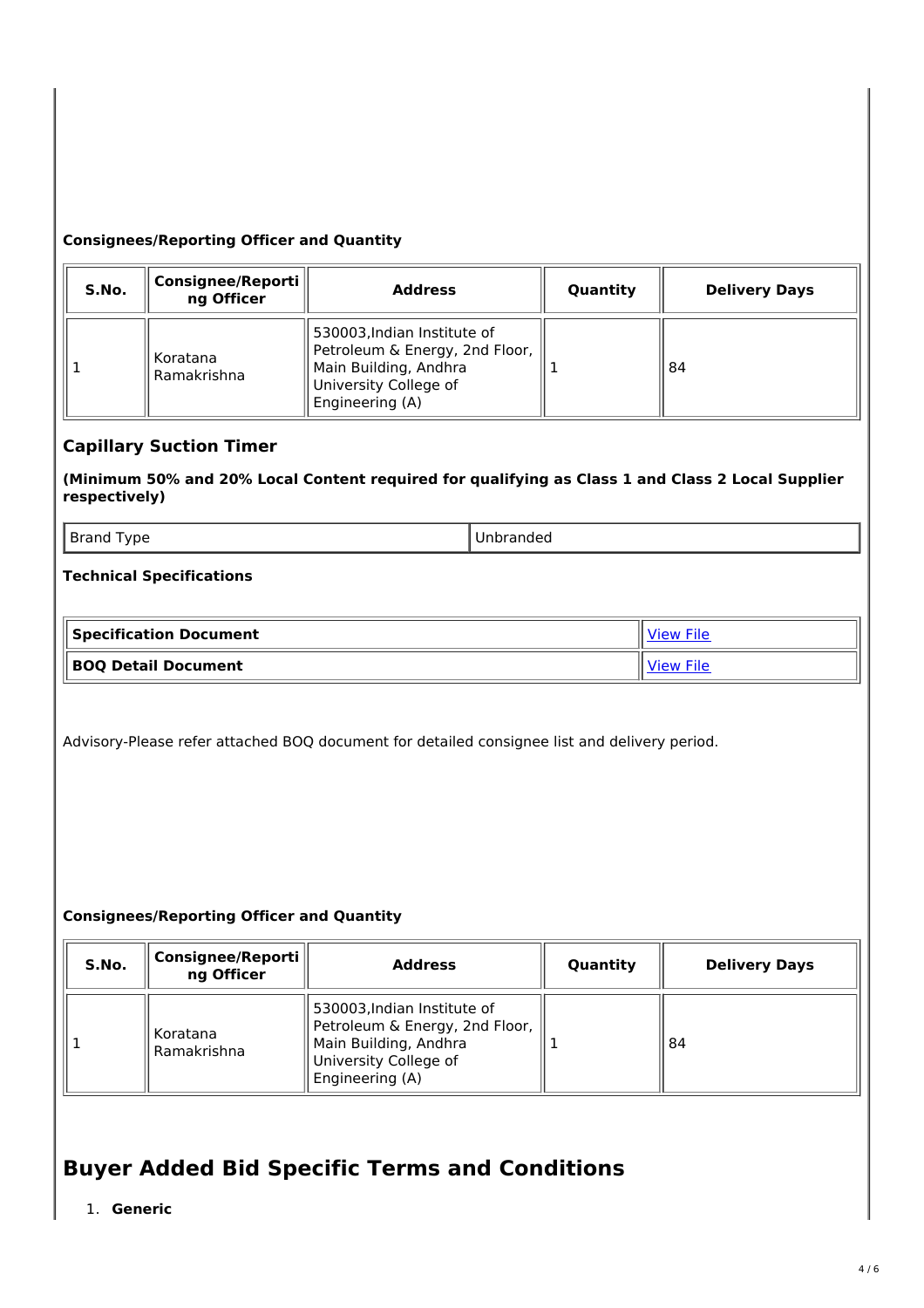**Consignees/Reporting Officer and Quantity**

| S.No. | Consignee/Reporting Officer | Address | Quantity | Delivery Days |
|---|---|---|---|---|
| 1 | Koratana Ramakrishna | 530003,Indian Institute of Petroleum & Energy, 2nd Floor, Main Building, Andhra University College of Engineering (A) | 1 | 84 |

### Capillary Suction Timer

**(Minimum 50% and 20% Local Content required for qualifying as Class 1 and Class 2 Local Supplier respectively)**

| Brand Type | Unbranded |
|---|---|

**Technical Specifications**

| Specification Document | View File |
|---|---|
| **BOQ Detail Document** | View File |

Advisory-Please refer attached BOQ document for detailed consignee list and delivery period.

**Consignees/Reporting Officer and Quantity**

| S.No. | Consignee/Reporting Officer | Address | Quantity | Delivery Days |
|---|---|---|---|---|
| 1 | Koratana Ramakrishna | 530003,Indian Institute of Petroleum & Energy, 2nd Floor, Main Building, Andhra University College of Engineering (A) | 1 | 84 |

# Buyer Added Bid Specific Terms and Conditions

1. **Generic**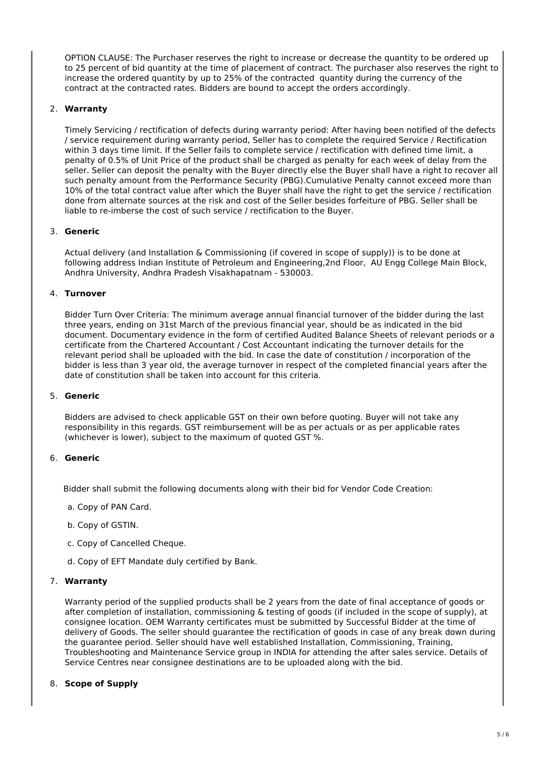OPTION CLAUSE: The Purchaser reserves the right to increase or decrease the quantity to be ordered up to 25 percent of bid quantity at the time of placement of contract. The purchaser also reserves the right to increase the ordered quantity by up to 25% of the contracted quantity during the currency of the contract at the contracted rates. Bidders are bound to accept the orders accordingly.

2. **Warranty**

   Timely Servicing / rectification of defects during warranty period: After having been notified of the defects / service requirement during warranty period, Seller has to complete the required Service / Rectification within 3 days time limit. If the Seller fails to complete service / rectification with defined time limit, a penalty of 0.5% of Unit Price of the product shall be charged as penalty for each week of delay from the seller. Seller can deposit the penalty with the Buyer directly else the Buyer shall have a right to recover all such penalty amount from the Performance Security (PBG).Cumulative Penalty cannot exceed more than 10% of the total contract value after which the Buyer shall have the right to get the service / rectification done from alternate sources at the risk and cost of the Seller besides forfeiture of PBG. Seller shall be liable to re-imberse the cost of such service / rectification to the Buyer.

3. **Generic**

   Actual delivery (and Installation & Commissioning (if covered in scope of supply)) is to be done at following address Indian Institute of Petroleum and Engineering,2nd Floor, AU Engg College Main Block, Andhra University, Andhra Pradesh Visakhapatnam - 530003.

4. **Turnover**

   Bidder Turn Over Criteria: The minimum average annual financial turnover of the bidder during the last three years, ending on 31st March of the previous financial year, should be as indicated in the bid document. Documentary evidence in the form of certified Audited Balance Sheets of relevant periods or a certificate from the Chartered Accountant / Cost Accountant indicating the turnover details for the relevant period shall be uploaded with the bid. In case the date of constitution / incorporation of the bidder is less than 3 year old, the average turnover in respect of the completed financial years after the date of constitution shall be taken into account for this criteria.

5. **Generic**

   Bidders are advised to check applicable GST on their own before quoting. Buyer will not take any responsibility in this regards. GST reimbursement will be as per actuals or as per applicable rates (whichever is lower), subject to the maximum of quoted GST %.

6. **Generic**

   Bidder shall submit the following documents along with their bid for Vendor Code Creation:

   a. Copy of PAN Card.

   b. Copy of GSTIN.

   c. Copy of Cancelled Cheque.

   d. Copy of EFT Mandate duly certified by Bank.

7. **Warranty**

   Warranty period of the supplied products shall be 2 years from the date of final acceptance of goods or after completion of installation, commissioning & testing of goods (if included in the scope of supply), at consignee location. OEM Warranty certificates must be submitted by Successful Bidder at the time of delivery of Goods. The seller should guarantee the rectification of goods in case of any break down during the guarantee period. Seller should have well established Installation, Commissioning, Training, Troubleshooting and Maintenance Service group in INDIA for attending the after sales service. Details of Service Centres near consignee destinations are to be uploaded along with the bid.

8. **Scope of Supply**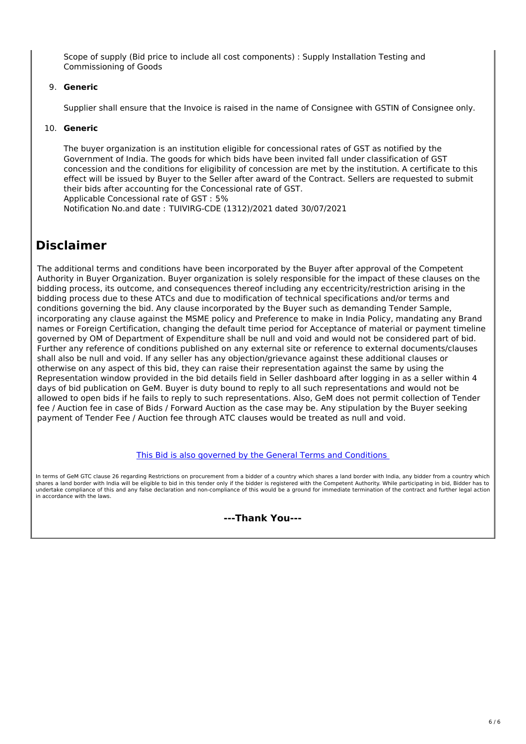Scope of supply (Bid price to include all cost components) : Supply Installation Testing and Commissioning of Goods

9. **Generic**

   Supplier shall ensure that the Invoice is raised in the name of Consignee with GSTIN of Consignee only.

10. **Generic**

    The buyer organization is an institution eligible for concessional rates of GST as notified by the Government of India. The goods for which bids have been invited fall under classification of GST concession and the conditions for eligibility of concession are met by the institution. A certificate to this effect will be issued by Buyer to the Seller after award of the Contract. Sellers are requested to submit their bids after accounting for the Concessional rate of GST.
    Applicable Concessional rate of GST : 5%
    Notification No.and date : TUIVIRG-CDE (1312)/2021 dated 30/07/2021

# Disclaimer

The additional terms and conditions have been incorporated by the Buyer after approval of the Competent Authority in Buyer Organization. Buyer organization is solely responsible for the impact of these clauses on the bidding process, its outcome, and consequences thereof including any eccentricity/restriction arising in the bidding process due to these ATCs and due to modification of technical specifications and/or terms and conditions governing the bid. Any clause incorporated by the Buyer such as demanding Tender Sample, incorporating any clause against the MSME policy and Preference to make in India Policy, mandating any Brand names or Foreign Certification, changing the default time period for Acceptance of material or payment timeline governed by OM of Department of Expenditure shall be null and void and would not be considered part of bid. Further any reference of conditions published on any external site or reference to external documents/clauses shall also be null and void. If any seller has any objection/grievance against these additional clauses or otherwise on any aspect of this bid, they can raise their representation against the same by using the Representation window provided in the bid details field in Seller dashboard after logging in as a seller within 4 days of bid publication on GeM. Buyer is duty bound to reply to all such representations and would not be allowed to open bids if he fails to reply to such representations. Also, GeM does not permit collection of Tender fee / Auction fee in case of Bids / Forward Auction as the case may be. Any stipulation by the Buyer seeking payment of Tender Fee / Auction fee through ATC clauses would be treated as null and void.

This Bid is also governed by the General Terms and Conditions

In terms of GeM GTC clause 26 regarding Restrictions on procurement from a bidder of a country which shares a land border with India, any bidder from a country which shares a land border with India will be eligible to bid in this tender only if the bidder is registered with the Competent Authority. While participating in bid, Bidder has to undertake compliance of this and any false declaration and non-compliance of this would be a ground for immediate termination of the contract and further legal action in accordance with the laws.

**---Thank You---**